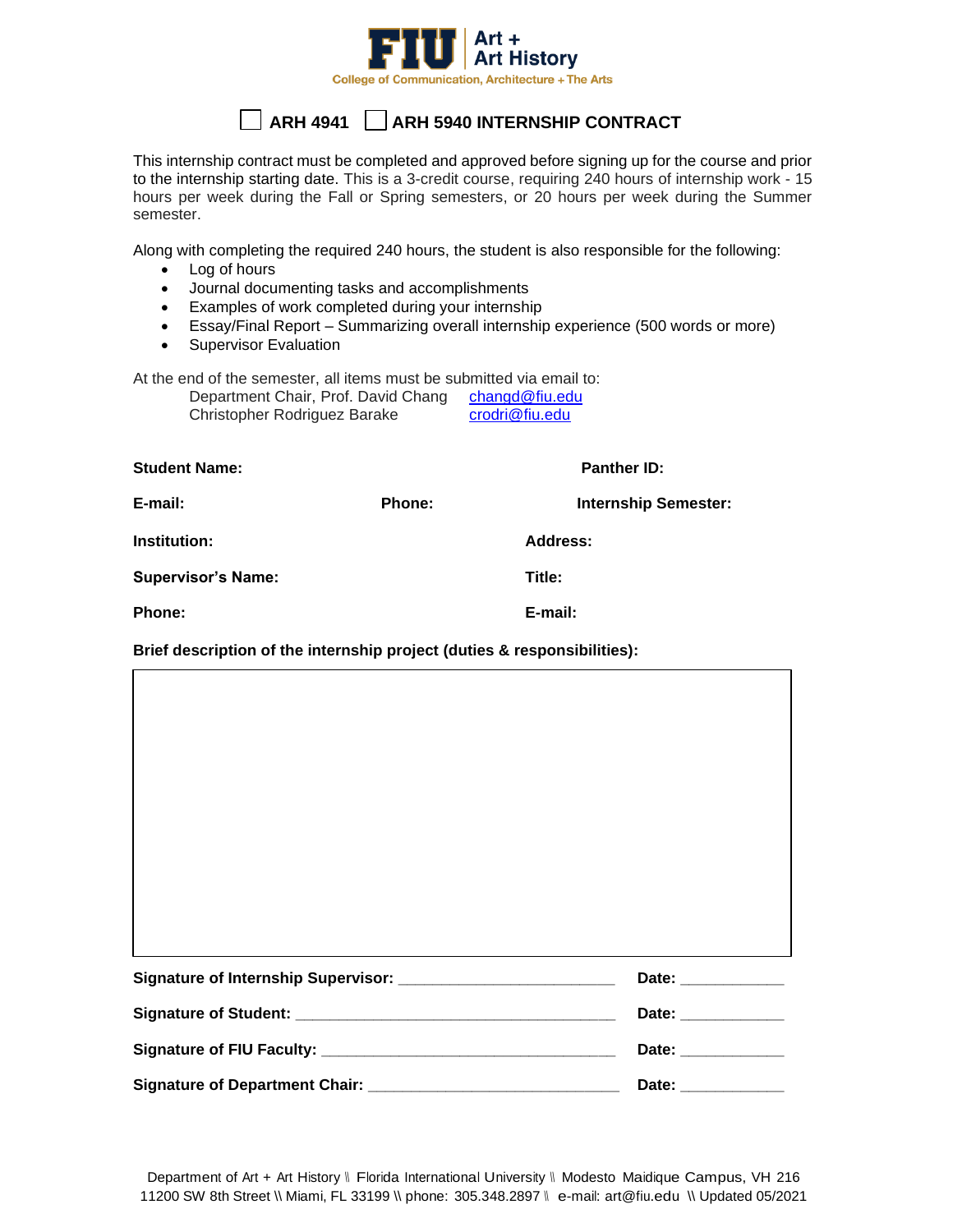FIU Art + Art History
College of Communication, Architecture + The Arts

# ☐ ARH 4941 ☐ ARH 5940 INTERNSHIP CONTRACT

This internship contract must be completed and approved before signing up for the course and prior to the internship starting date. This is a 3-credit course, requiring 240 hours of internship work - 15 hours per week during the Fall or Spring semesters, or 20 hours per week during the Summer semester.

Along with completing the required 240 hours, the student is also responsible for the following:

- Log of hours
- Journal documenting tasks and accomplishments
- Examples of work completed during your internship
- Essay/Final Report – Summarizing overall internship experience (500 words or more)
- Supervisor Evaluation

At the end of the semester, all items must be submitted via email to:

Department Chair, Prof. David Chang changd@fiu.edu
Christopher Rodriguez Barake crodri@fiu.edu

**Student Name:** **Panther ID:**

**E-mail:** **Phone:** **Internship Semester:**

**Institution:** **Address:**

**Supervisor's Name:** **Title:**

**Phone:** **E-mail:**

**Brief description of the internship project (duties & responsibilities):**

**Signature of Internship Supervisor:** ________________________ **Date:** ____________

**Signature of Student:** ____________________________________ **Date:** ____________

**Signature of FIU Faculty:** _________________________________ **Date:** ____________

**Signature of Department Chair:** ____________________________ **Date:** ____________

Department of Art + Art History \\ Florida International University \\ Modesto Maidique Campus, VH 216
11200 SW 8th Street \\ Miami, FL 33199 \\ phone: 305.348.2897 \\ e-mail: art@fiu.edu \\ Updated 05/2021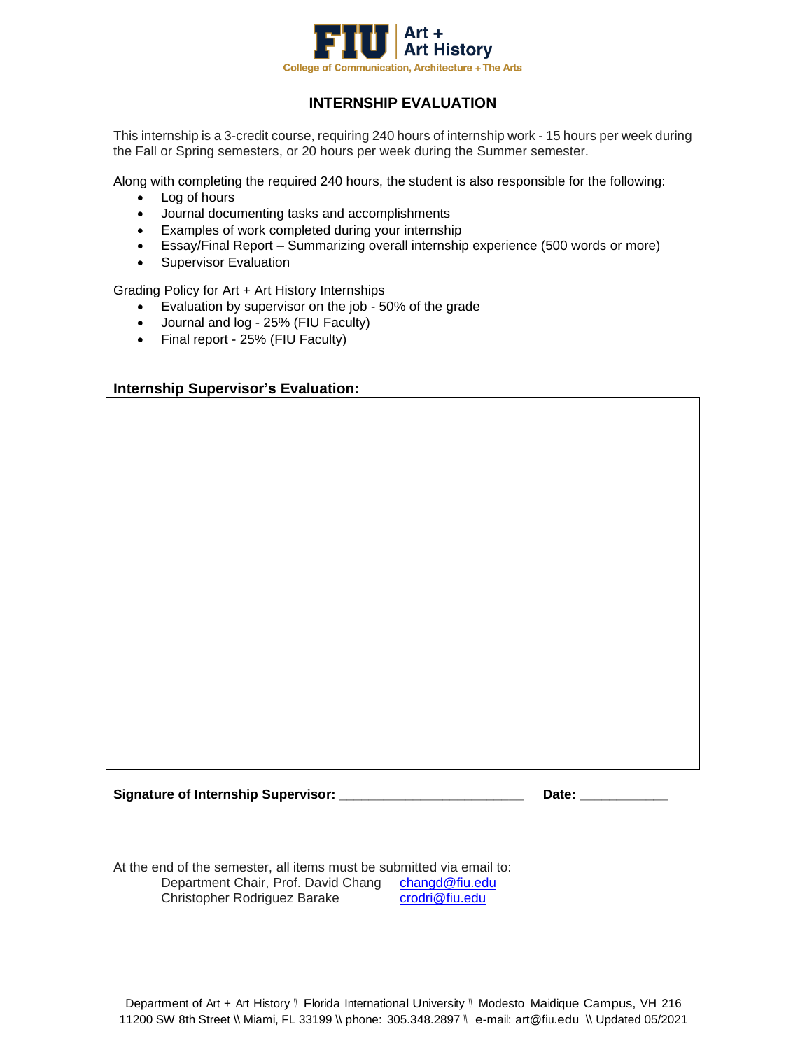FIU Art + Art History
College of Communication, Architecture + The Arts

## INTERNSHIP EVALUATION

This internship is a 3-credit course, requiring 240 hours of internship work - 15 hours per week during the Fall or Spring semesters, or 20 hours per week during the Summer semester.

Along with completing the required 240 hours, the student is also responsible for the following:

- Log of hours
- Journal documenting tasks and accomplishments
- Examples of work completed during your internship
- Essay/Final Report – Summarizing overall internship experience (500 words or more)
- Supervisor Evaluation

Grading Policy for Art + Art History Internships

- Evaluation by supervisor on the job - 50% of the grade
- Journal and log - 25% (FIU Faculty)
- Final report - 25% (FIU Faculty)

**Internship Supervisor's Evaluation:**

**Signature of Internship Supervisor:** ________________________ **Date:** ___________

At the end of the semester, all items must be submitted via email to:

Department Chair, Prof. David Chang changd@fiu.edu
Christopher Rodriguez Barake crodri@fiu.edu

Department of Art + Art History \\ Florida International University \\ Modesto Maidique Campus, VH 216
11200 SW 8th Street \\ Miami, FL 33199 \\ phone: 305.348.2897 \\ e-mail: art@fiu.edu \\ Updated 05/2021